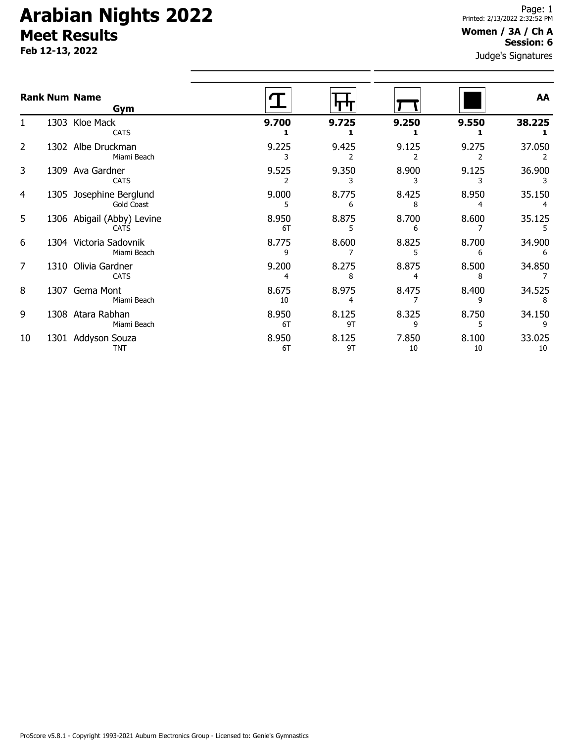# Arabian Nights 2022

## Meet Results

**Feb 12-13, 2022**

Printed: 2/13/2022 2:32:52 PM

**Women / 3A / Ch A**
**Session: 6**

Judge's Signatures

| Rank | Num | Name / Gym | Vault | Bars | Beam | Floor | AA |
|---|---|---|---|---|---|---|---|
| 1 | 1303 | Kloe Mack<br>CATS | **9.700**<br>**1** | **9.725**<br>**1** | **9.250**<br>**1** | **9.550**<br>**1** | **38.225**<br>**1** |
| 2 | 1302 | Albe Druckman<br>Miami Beach | 9.225<br>3 | 9.425<br>2 | 9.125<br>2 | 9.275<br>2 | 37.050<br>2 |
| 3 | 1309 | Ava Gardner<br>CATS | 9.525<br>2 | 9.350<br>3 | 8.900<br>3 | 9.125<br>3 | 36.900<br>3 |
| 4 | 1305 | Josephine Berglund<br>Gold Coast | 9.000<br>5 | 8.775<br>6 | 8.425<br>8 | 8.950<br>4 | 35.150<br>4 |
| 5 | 1306 | Abigail (Abby) Levine<br>CATS | 8.950<br>6T | 8.875<br>5 | 8.700<br>6 | 8.600<br>7 | 35.125<br>5 |
| 6 | 1304 | Victoria Sadovnik<br>Miami Beach | 8.775<br>9 | 8.600<br>7 | 8.825<br>5 | 8.700<br>6 | 34.900<br>6 |
| 7 | 1310 | Olivia Gardner<br>CATS | 9.200<br>4 | 8.275<br>8 | 8.875<br>4 | 8.500<br>8 | 34.850<br>7 |
| 8 | 1307 | Gema Mont<br>Miami Beach | 8.675<br>10 | 8.975<br>4 | 8.475<br>7 | 8.400<br>9 | 34.525<br>8 |
| 9 | 1308 | Atara Rabhan<br>Miami Beach | 8.950<br>6T | 8.125<br>9T | 8.325<br>9 | 8.750<br>5 | 34.150<br>9 |
| 10 | 1301 | Addyson Souza<br>TNT | 8.950<br>6T | 8.125<br>9T | 7.850<br>10 | 8.100<br>10 | 33.025<br>10 |

ProScore v5.8.1 - Copyright 1993-2021 Auburn Electronics Group - Licensed to: Genie's Gymnastics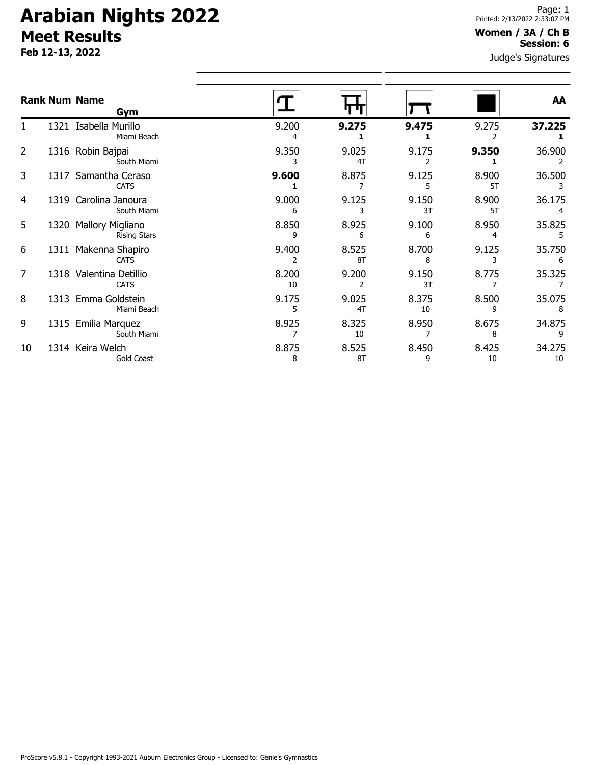# Arabian Nights 2022

## Meet Results

**Feb 12-13, 2022**

**Women / 3A / Ch B**
**Session: 6**

Judge's Signatures

| Rank | Num | Name / Gym | Vault | Bars | Beam | Floor | AA |
|---|---|---|---|---|---|---|---|
| 1 | 1321 | Isabella Murillo<br>Miami Beach | 9.200<br>4 | **9.275**<br>**1** | **9.475**<br>**1** | 9.275<br>2 | **37.225**<br>**1** |
| 2 | 1316 | Robin Bajpai<br>South Miami | 9.350<br>3 | 9.025<br>4T | 9.175<br>2 | **9.350**<br>**1** | 36.900<br>2 |
| 3 | 1317 | Samantha Ceraso<br>CATS | **9.600**<br>**1** | 8.875<br>7 | 9.125<br>5 | 8.900<br>5T | 36.500<br>3 |
| 4 | 1319 | Carolina Janoura<br>South Miami | 9.000<br>6 | 9.125<br>3 | 9.150<br>3T | 8.900<br>5T | 36.175<br>4 |
| 5 | 1320 | Mallory Migliano<br>Rising Stars | 8.850<br>9 | 8.925<br>6 | 9.100<br>6 | 8.950<br>4 | 35.825<br>5 |
| 6 | 1311 | Makenna Shapiro<br>CATS | 9.400<br>2 | 8.525<br>8T | 8.700<br>8 | 9.125<br>3 | 35.750<br>6 |
| 7 | 1318 | Valentina Detillio<br>CATS | 8.200<br>10 | 9.200<br>2 | 9.150<br>3T | 8.775<br>7 | 35.325<br>7 |
| 8 | 1313 | Emma Goldstein<br>Miami Beach | 9.175<br>5 | 9.025<br>4T | 8.375<br>10 | 8.500<br>9 | 35.075<br>8 |
| 9 | 1315 | Emilia Marquez<br>South Miami | 8.925<br>7 | 8.325<br>10 | 8.950<br>7 | 8.675<br>8 | 34.875<br>9 |
| 10 | 1314 | Keira Welch<br>Gold Coast | 8.875<br>8 | 8.525<br>8T | 8.450<br>9 | 8.425<br>10 | 34.275<br>10 |

ProScore v5.8.1 - Copyright 1993-2021 Auburn Electronics Group - Licensed to: Genie's Gymnastics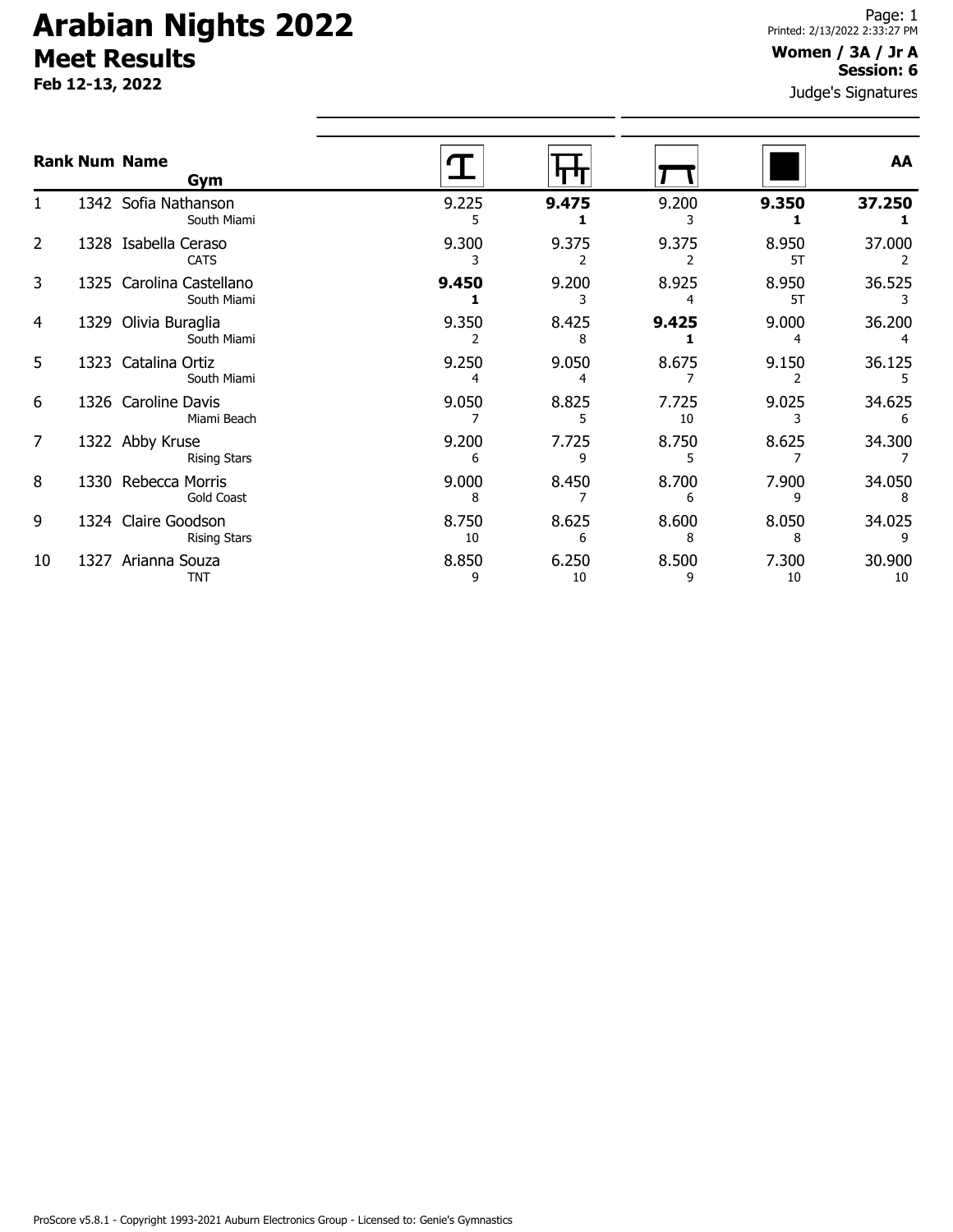# Arabian Nights 2022

## Meet Results

**Feb 12-13, 2022**

Printed: 2/13/2022 2:33:27 PM

**Women / 3A / Jr A**
**Session: 6**

Judge's Signatures

| Rank | Num | Name / Gym | Vault | Bars | Beam | Floor | AA |
|---|---|---|---|---|---|---|---|
| 1 | 1342 | Sofia Nathanson<br>South Miami | 9.225<br>5 | **9.475**<br>**1** | 9.200<br>3 | **9.350**<br>**1** | **37.250**<br>**1** |
| 2 | 1328 | Isabella Ceraso<br>CATS | 9.300<br>3 | 9.375<br>2 | 9.375<br>2 | 8.950<br>5T | 37.000<br>2 |
| 3 | 1325 | Carolina Castellano<br>South Miami | **9.450**<br>**1** | 9.200<br>3 | 8.925<br>4 | 8.950<br>5T | 36.525<br>3 |
| 4 | 1329 | Olivia Buraglia<br>South Miami | 9.350<br>2 | 8.425<br>8 | **9.425**<br>**1** | 9.000<br>4 | 36.200<br>4 |
| 5 | 1323 | Catalina Ortiz<br>South Miami | 9.250<br>4 | 9.050<br>4 | 8.675<br>7 | 9.150<br>2 | 36.125<br>5 |
| 6 | 1326 | Caroline Davis<br>Miami Beach | 9.050<br>7 | 8.825<br>5 | 7.725<br>10 | 9.025<br>3 | 34.625<br>6 |
| 7 | 1322 | Abby Kruse<br>Rising Stars | 9.200<br>6 | 7.725<br>9 | 8.750<br>5 | 8.625<br>7 | 34.300<br>7 |
| 8 | 1330 | Rebecca Morris<br>Gold Coast | 9.000<br>8 | 8.450<br>7 | 8.700<br>6 | 7.900<br>9 | 34.050<br>8 |
| 9 | 1324 | Claire Goodson<br>Rising Stars | 8.750<br>10 | 8.625<br>6 | 8.600<br>8 | 8.050<br>8 | 34.025<br>9 |
| 10 | 1327 | Arianna Souza<br>TNT | 8.850<br>9 | 6.250<br>10 | 8.500<br>9 | 7.300<br>10 | 30.900<br>10 |

ProScore v5.8.1 - Copyright 1993-2021 Auburn Electronics Group - Licensed to: Genie's Gymnastics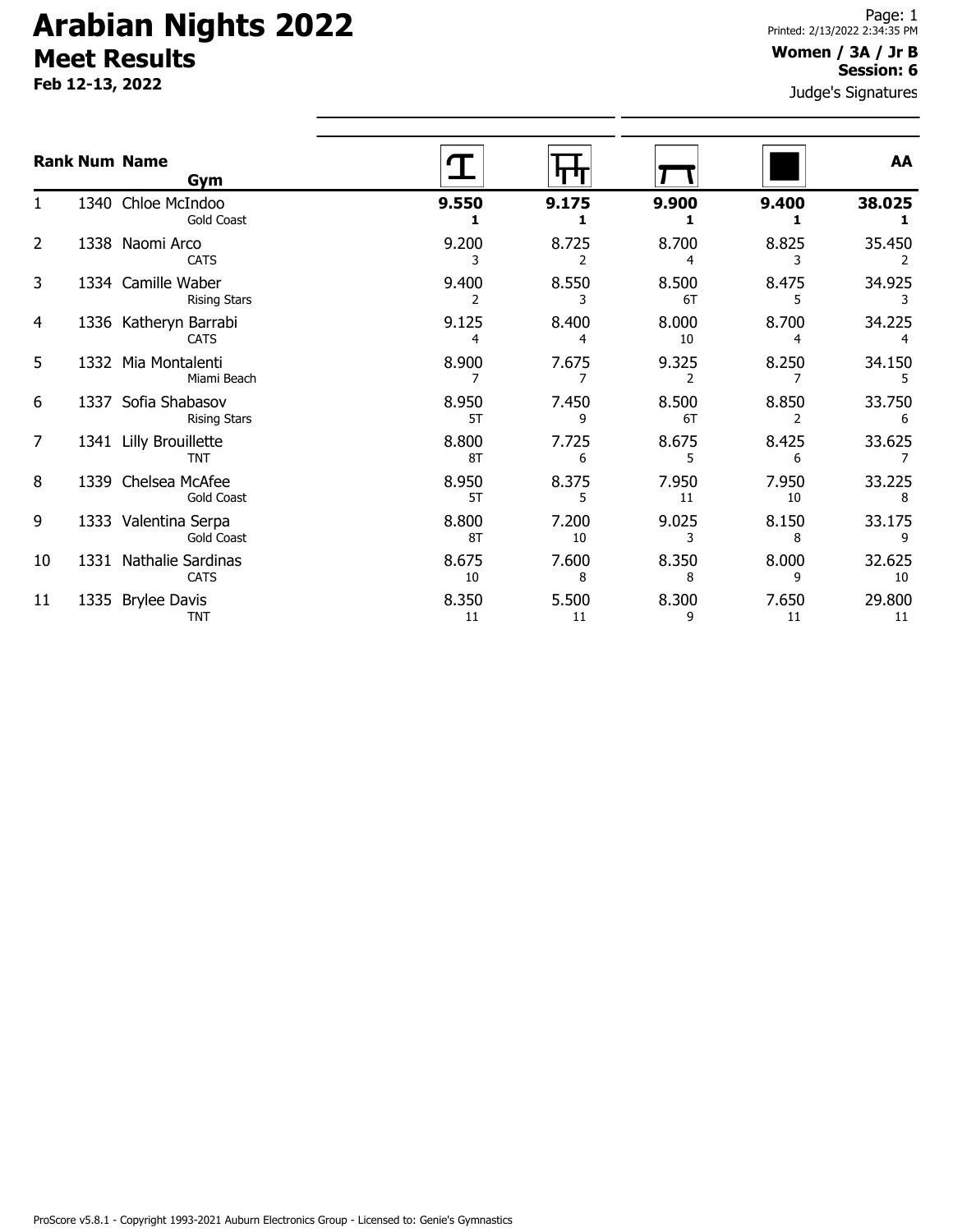# Arabian Nights 2022

## Meet Results

**Feb 12-13, 2022**

Printed: 2/13/2022 2:34:35 PM

**Women / 3A / Jr B**
**Session: 6**

Judge's Signatures

| Rank | Num | Name / Gym | Vault | Bars | Beam | Floor | AA |
|---|---|---|---|---|---|---|---|
| 1 | 1340 | Chloe McIndoo<br>Gold Coast | **9.550**<br>**1** | **9.175**<br>**1** | **9.900**<br>**1** | **9.400**<br>**1** | **38.025**<br>**1** |
| 2 | 1338 | Naomi Arco<br>CATS | 9.200<br>3 | 8.725<br>2 | 8.700<br>4 | 8.825<br>3 | 35.450<br>2 |
| 3 | 1334 | Camille Waber<br>Rising Stars | 9.400<br>2 | 8.550<br>3 | 8.500<br>6T | 8.475<br>5 | 34.925<br>3 |
| 4 | 1336 | Katheryn Barrabi<br>CATS | 9.125<br>4 | 8.400<br>4 | 8.000<br>10 | 8.700<br>4 | 34.225<br>4 |
| 5 | 1332 | Mia Montalenti<br>Miami Beach | 8.900<br>7 | 7.675<br>7 | 9.325<br>2 | 8.250<br>7 | 34.150<br>5 |
| 6 | 1337 | Sofia Shabasov<br>Rising Stars | 8.950<br>5T | 7.450<br>9 | 8.500<br>6T | 8.850<br>2 | 33.750<br>6 |
| 7 | 1341 | Lilly Brouillette<br>TNT | 8.800<br>8T | 7.725<br>6 | 8.675<br>5 | 8.425<br>6 | 33.625<br>7 |
| 8 | 1339 | Chelsea McAfee<br>Gold Coast | 8.950<br>5T | 8.375<br>5 | 7.950<br>11 | 7.950<br>10 | 33.225<br>8 |
| 9 | 1333 | Valentina Serpa<br>Gold Coast | 8.800<br>8T | 7.200<br>10 | 9.025<br>3 | 8.150<br>8 | 33.175<br>9 |
| 10 | 1331 | Nathalie Sardinas<br>CATS | 8.675<br>10 | 7.600<br>8 | 8.350<br>8 | 8.000<br>9 | 32.625<br>10 |
| 11 | 1335 | Brylee Davis<br>TNT | 8.350<br>11 | 5.500<br>11 | 8.300<br>9 | 7.650<br>11 | 29.800<br>11 |

ProScore v5.8.1 - Copyright 1993-2021 Auburn Electronics Group - Licensed to: Genie's Gymnastics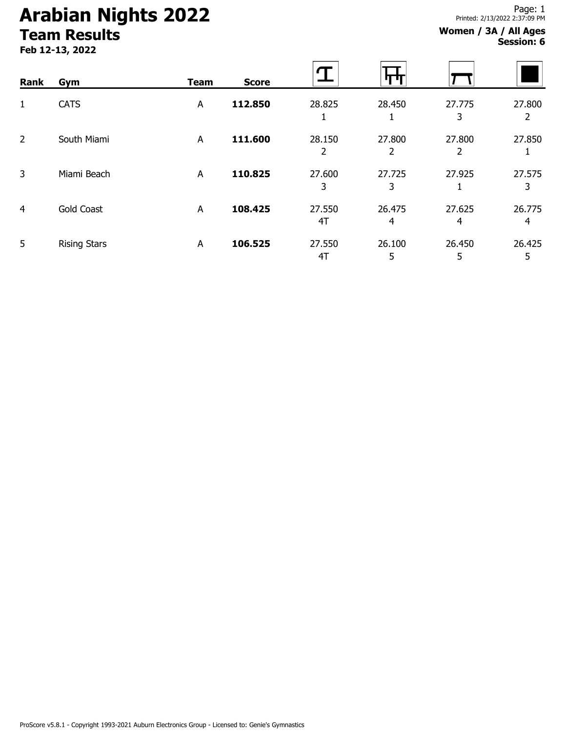# Arabian Nights 2022

## Team Results

**Feb 12-13, 2022**

Printed: 2/13/2022 2:37:09 PM

**Women / 3A / All Ages**
**Session: 6**

| Rank | Gym | Team | Score | Vault | Bars | Beam | Floor |
|---|---|---|---|---|---|---|---|
| 1 | CATS | A | **112.850** | 28.825<br>1 | 28.450<br>1 | 27.775<br>3 | 27.800<br>2 |
| 2 | South Miami | A | **111.600** | 28.150<br>2 | 27.800<br>2 | 27.800<br>2 | 27.850<br>1 |
| 3 | Miami Beach | A | **110.825** | 27.600<br>3 | 27.725<br>3 | 27.925<br>1 | 27.575<br>3 |
| 4 | Gold Coast | A | **108.425** | 27.550<br>4T | 26.475<br>4 | 27.625<br>4 | 26.775<br>4 |
| 5 | Rising Stars | A | **106.525** | 27.550<br>4T | 26.100<br>5 | 26.450<br>5 | 26.425<br>5 |

ProScore v5.8.1 - Copyright 1993-2021 Auburn Electronics Group - Licensed to: Genie's Gymnastics